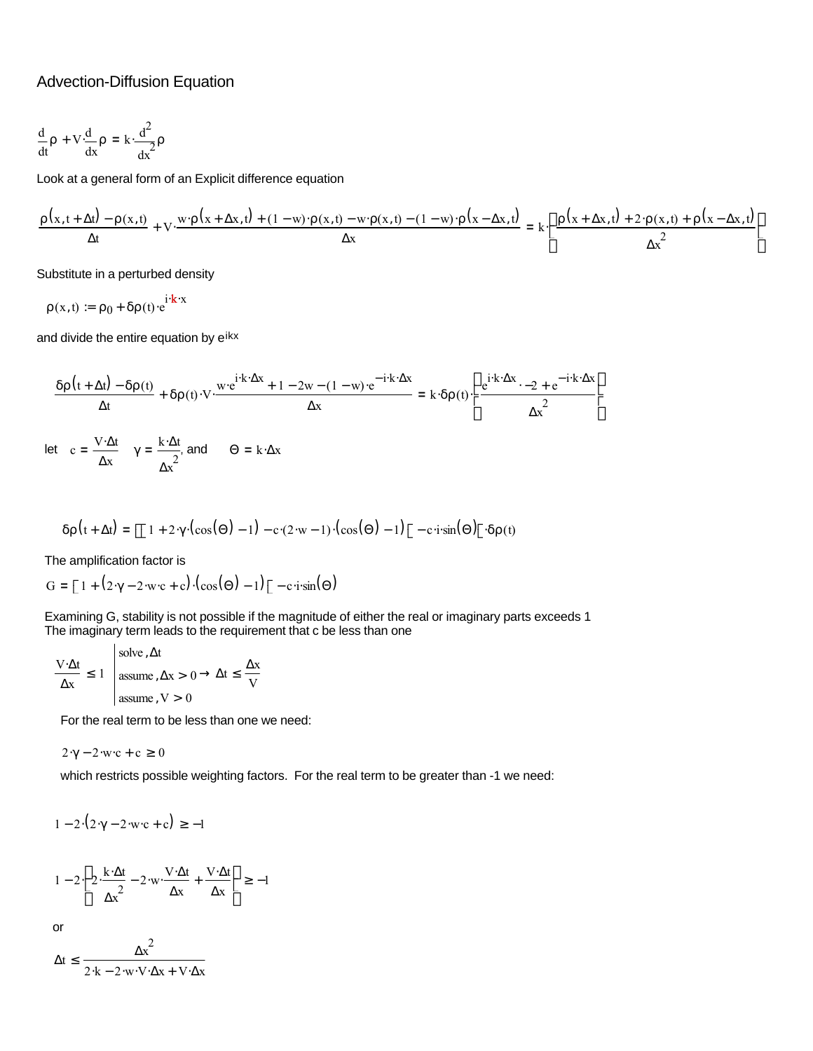# Advection-Diffusion Equation

$$\frac{d}{dt}\rho + V\cdot\frac{d}{dx}\rho = k\cdot\frac{d^2}{dx^2}\rho$$

Look at a general form of an Explicit difference equation

$$\frac{\rho(x,t+\Delta t)-\rho(x,t)}{\Delta t} + V\cdot\frac{w\cdot\rho(x+\Delta x,t)+(1-w)\cdot\rho(x,t)-w\cdot\rho(x,t)-(1-w)\cdot\rho(x-\Delta x,t)}{\Delta x} = k\cdot\left[\frac{\rho(x+\Delta x,t)+2\cdot\rho(x,t)+\rho(x-\Delta x,t)}{\Delta x^2}\right]$$

Substitute in a perturbed density

$$\rho(x,t) := \rho_0 + \delta\rho(t)\cdot e^{i\cdot k\cdot x}$$

and divide the entire equation by $e^{ikx}$

$$\frac{\delta\rho(t+\Delta t)-\delta\rho(t)}{\Delta t} + \delta\rho(t)\cdot V\cdot\frac{w\cdot e^{i\cdot k\cdot\Delta x}+1-2w-(1-w)\cdot e^{-i\cdot k\cdot\Delta x}}{\Delta x} = k\cdot\delta\rho(t)\cdot\left(\frac{e^{i\cdot k\cdot\Delta x}\cdot -2 + e^{-i\cdot k\cdot\Delta x}}{\Delta x^2}\right)$$

let $c = \frac{V\cdot\Delta t}{\Delta x}$ $\quad\gamma = \frac{k\cdot\Delta t}{\Delta x^2}$, and $\quad\Theta = k\cdot\Delta x$

$$\delta\rho(t+\Delta t) = \left[\left[1+2\cdot\gamma\cdot(\cos(\Theta)-1)-c\cdot(2\cdot w-1)\cdot(\cos(\Theta)-1)\right]-c\cdot i\cdot\sin(\Theta)\right]\cdot\delta\rho(t)$$

The amplification factor is

$$G = \left[1+(2\cdot\gamma-2\cdot w\cdot c+c)\cdot(\cos(\Theta)-1)\right]-c\cdot i\cdot\sin(\Theta)$$

Examining G, stability is not possible if the magnitude of either the real or imaginary parts exceeds 1
The imaginary term leads to the requirement that c be less than one

$$\frac{V\cdot\Delta t}{\Delta x} \le 1 \;\Bigg|\; \begin{array}{l}\text{solve}, \Delta t\\ \text{assume}, \Delta x > 0\\ \text{assume}, V > 0\end{array} \rightarrow \Delta t \le \frac{\Delta x}{V}$$

For the real term to be less than one we need:

$$2\cdot\gamma - 2\cdot w\cdot c + c \ge 0$$

which restricts possible weighting factors. For the real term to be greater than -1 we need:

$$1-2\cdot(2\cdot\gamma-2\cdot w\cdot c+c) \ge -1$$

$$1-2\cdot\left(2\cdot\frac{k\cdot\Delta t}{\Delta x^2}-2\cdot w\cdot\frac{V\cdot\Delta t}{\Delta x}+\frac{V\cdot\Delta t}{\Delta x}\right) \ge -1$$

or

$$\Delta t \le \frac{\Delta x^2}{2\cdot k-2\cdot w\cdot V\cdot\Delta x+V\cdot\Delta x}$$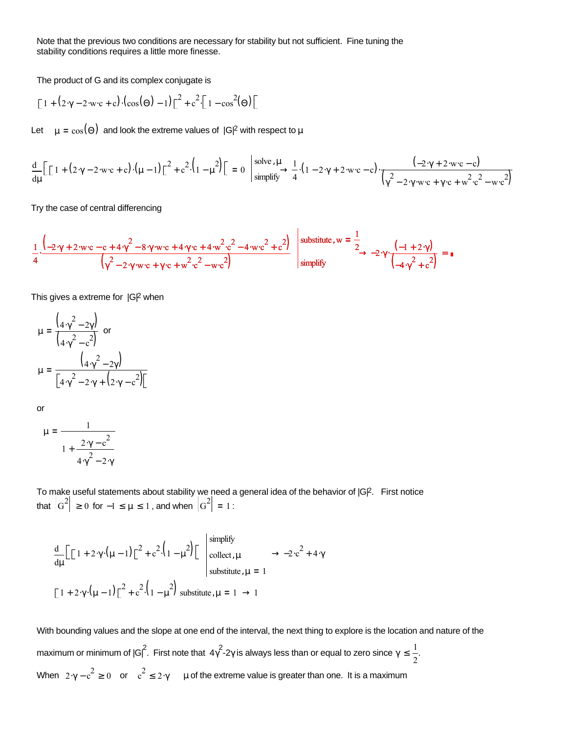Note that the previous two conditions are necessary for stability but not sufficient. Fine tuning the stability conditions requires a little more finesse.

The product of G and its complex conjugate is

$$\left[1+(2\cdot\gamma-2\cdot w\cdot c+c)\cdot(\cos(\Theta)-1)\right]^2+c^2\cdot\left[1-\cos^2(\Theta)\right]$$

Let $\mu = \cos(\Theta)$ and look the extreme values of $|G|^2$ with respect to $\mu$

$$\frac{d}{d\mu}\left[\left[1+(2\cdot\gamma-2\cdot w\cdot c+c)\cdot(\mu-1)\right]^2+c^2\cdot\left(1-\mu^2\right)\right]=0 \;\Bigg|\begin{array}{l}\text{solve},\mu\\ \text{simplify}\end{array} \rightarrow \frac{1}{4}\cdot(1-2\cdot\gamma+2\cdot w\cdot c-c)\cdot\frac{(-2\cdot\gamma+2\cdot w\cdot c-c)}{\left(\gamma^2-2\cdot\gamma\cdot w\cdot c+\gamma\cdot c+w^2\cdot c^2-w\cdot c^2\right)}$$

Try the case of central differencing

$$\frac{1}{4}\cdot\frac{\left(-2\cdot\gamma+2\cdot w\cdot c-c+4\cdot\gamma^2-8\cdot\gamma\cdot w\cdot c+4\cdot\gamma\cdot c+4\cdot w^2\cdot c^2-4\cdot w\cdot c^2+c^2\right)}{\left(\gamma^2-2\cdot\gamma\cdot w\cdot c+\gamma\cdot c+w^2\cdot c^2-w\cdot c^2\right)} \;\Bigg|\begin{array}{l}\text{substitute}, w=\frac{1}{2}\\ \text{simplify}\end{array} \rightarrow -2\cdot\gamma\cdot\frac{(-1+2\cdot\gamma)}{\left(-4\cdot\gamma^2+c^2\right)} =$$

This gives a extreme for $|G|^2$ when

$$\mu = \frac{\left(4\cdot\gamma^2-2\gamma\right)}{\left(4\cdot\gamma^2-c^2\right)} \quad \text{or}$$

$$\mu = \frac{\left(4\cdot\gamma^2-2\gamma\right)}{\left[4\cdot\gamma^2-2\cdot\gamma+\left(2\cdot\gamma-c^2\right)\right]}$$

or

$$\mu = \frac{1}{1+\dfrac{2\cdot\gamma-c^2}{4\cdot\gamma^2-2\cdot\gamma}}$$

To make useful statements about stability we need a general idea of the behavior of $|G|^2$. First notice that $\left|G^2\right| \geq 0$ for $-1 \leq \mu \leq 1$, and when $\left|G^2\right| = 1$ :

$$\frac{d}{d\mu}\left[\left[1+2\cdot\gamma\cdot(\mu-1)\right]^2+c^2\cdot\left(1-\mu^2\right)\right] \;\Bigg|\begin{array}{l}\text{simplify}\\ \text{collect},\mu\\ \text{substitute},\mu=1\end{array} \rightarrow -2\cdot c^2+4\cdot\gamma$$

$$\left[1+2\cdot\gamma\cdot(\mu-1)\right]^2+c^2\cdot\left(1-\mu^2\right) \text{ substitute}, \mu=1 \rightarrow 1$$

With bounding values and the slope at one end of the interval, the next thing to explore is the location and nature of the maximum or minimum of $|G|^2$. First note that $4\gamma^2$-$2\gamma$ is always less than or equal to zero since $\gamma \leq \frac{1}{2}$.

When $2\cdot\gamma-c^2 \geq 0$ or $c^2 \leq 2\cdot\gamma$ $\mu$ of the extreme value is greater than one. It is a maximum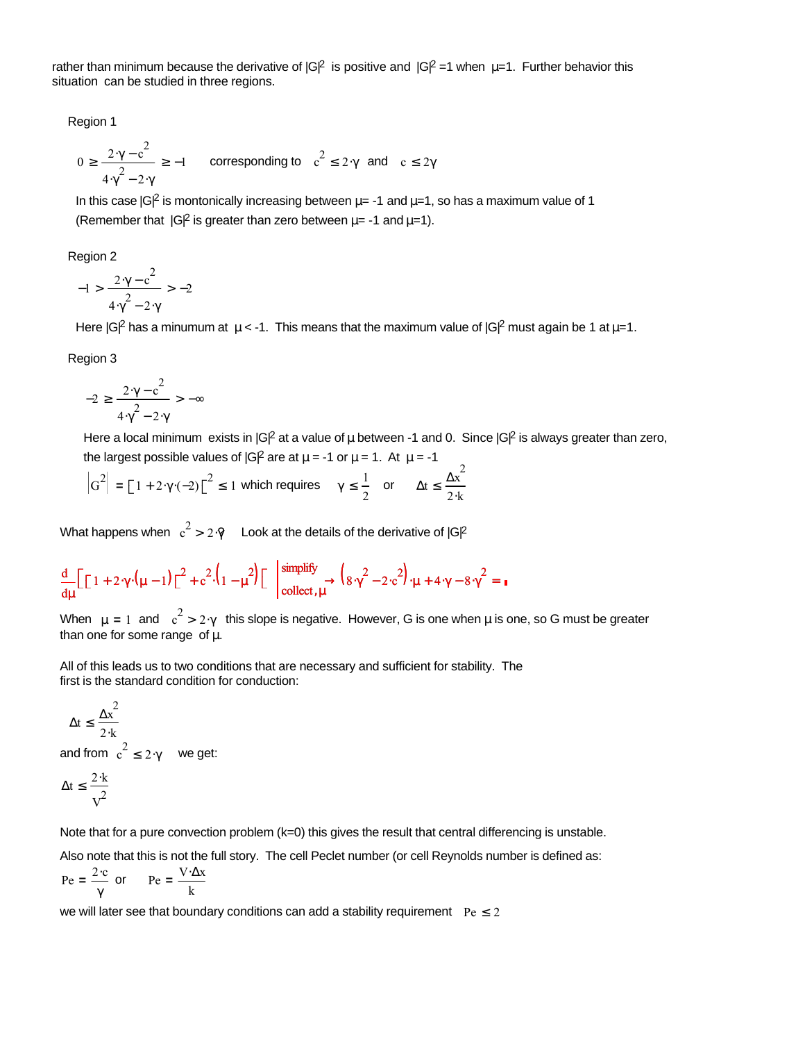rather than minimum because the derivative of $|G|^2$ is positive and $|G|^2 = 1$ when $\mu=1$. Further behavior this situation can be studied in three regions.

Region 1

$$0 \geq \frac{2 \cdot \gamma - c^2}{4 \cdot \gamma^2 - 2 \cdot \gamma} \geq -1 \qquad \text{corresponding to} \quad c^2 \leq 2 \cdot \gamma \quad \text{and} \quad c \leq 2\gamma$$

In this case $|G|^2$ is montonically increasing between $\mu = -1$ and $\mu=1$, so has a maximum value of 1 (Remember that $|G|^2$ is greater than zero between $\mu = -1$ and $\mu=1$).

Region 2

$$-1 > \frac{2 \cdot \gamma - c^2}{4 \cdot \gamma^2 - 2 \cdot \gamma} > -2$$

Here $|G|^2$ has a minumum at $\mu < -1$. This means that the maximum value of $|G|^2$ must again be 1 at $\mu=1$.

Region 3

$$-2 \geq \frac{2 \cdot \gamma - c^2}{4 \cdot \gamma^2 - 2 \cdot \gamma} > -\infty$$

Here a local minimum exists in $|G|^2$ at a value of $\mu$ between -1 and 0. Since $|G|^2$ is always greater than zero, the largest possible values of $|G|^2$ are at $\mu = -1$ or $\mu = 1$. At $\mu = -1$

$$\left|G^2\right| = \left[1 + 2 \cdot \gamma \cdot (-2)\right]^2 \leq 1 \quad \text{which requires} \quad \gamma \leq \frac{1}{2} \quad \text{or} \quad \Delta t \leq \frac{\Delta x^2}{2 \cdot k}$$

What happens when $c^2 > 2 \cdot \gamma$? Look at the details of the derivative of $|G|^2$

$$\frac{d}{d\mu}\left[\left[1 + 2 \cdot \gamma \cdot (\mu - 1)\right]^2 + c^2 \cdot \left(1 - \mu^2\right)\right] \ \text{simplify, collect}, \mu \rightarrow \left(8 \cdot \gamma^2 - 2 \cdot c^2\right) \cdot \mu + 4 \cdot \gamma - 8 \cdot \gamma^2 =$$

When $\mu = 1$ and $c^2 > 2 \cdot \gamma$ this slope is negative. However, G is one when $\mu$ is one, so G must be greater than one for some range of $\mu$.

All of this leads us to two conditions that are necessary and sufficient for stability. The first is the standard condition for conduction:

$$\Delta t \leq \frac{\Delta x^2}{2 \cdot k}$$

and from $c^2 \leq 2 \cdot \gamma$ we get:

$$\Delta t \leq \frac{2 \cdot k}{V^2}$$

Note that for a pure convection problem (k=0) this gives the result that central differencing is unstable.

Also note that this is not the full story. The cell Peclet number (or cell Reynolds number is defined as:

$$Pe = \frac{2 \cdot c}{\gamma} \quad \text{or} \quad Pe = \frac{V \cdot \Delta x}{k}$$

we will later see that boundary conditions can add a stability requirement $Pe \leq 2$